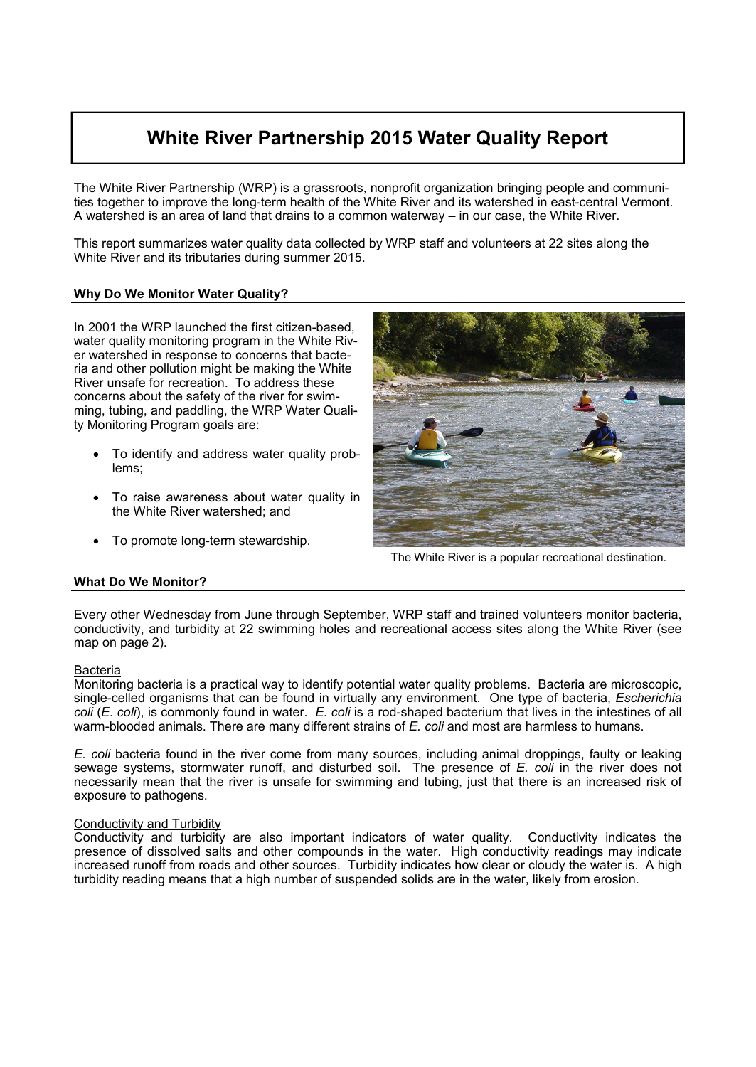# White River Partnership 2015 Water Quality Report

The White River Partnership (WRP) is a grassroots, nonprofit organization bringing people and communities together to improve the long-term health of the White River and its watershed in east-central Vermont. A watershed is an area of land that drains to a common waterway – in our case, the White River.

This report summarizes water quality data collected by WRP staff and volunteers at 22 sites along the White River and its tributaries during summer 2015.

## Why Do We Monitor Water Quality?

In 2001 the WRP launched the first citizen-based, water quality monitoring program in the White River watershed in response to concerns that bacteria and other pollution might be making the White River unsafe for recreation. To address these concerns about the safety of the river for swimming, tubing, and paddling, the WRP Water Quality Monitoring Program goals are:

- To identify and address water quality problems;
- To raise awareness about water quality in the White River watershed; and
- To promote long-term stewardship.

The White River is a popular recreational destination.

## What Do We Monitor?

Every other Wednesday from June through September, WRP staff and trained volunteers monitor bacteria, conductivity, and turbidity at 22 swimming holes and recreational access sites along the White River (see map on page 2).

### Bacteria

Monitoring bacteria is a practical way to identify potential water quality problems. Bacteria are microscopic, single-celled organisms that can be found in virtually any environment. One type of bacteria, *Escherichia coli* (*E. coli*), is commonly found in water. *E. coli* is a rod-shaped bacterium that lives in the intestines of all warm-blooded animals. There are many different strains of *E. coli* and most are harmless to humans.

*E. coli* bacteria found in the river come from many sources, including animal droppings, faulty or leaking sewage systems, stormwater runoff, and disturbed soil. The presence of *E. coli* in the river does not necessarily mean that the river is unsafe for swimming and tubing, just that there is an increased risk of exposure to pathogens.

### Conductivity and Turbidity

Conductivity and turbidity are also important indicators of water quality. Conductivity indicates the presence of dissolved salts and other compounds in the water. High conductivity readings may indicate increased runoff from roads and other sources. Turbidity indicates how clear or cloudy the water is. A high turbidity reading means that a high number of suspended solids are in the water, likely from erosion.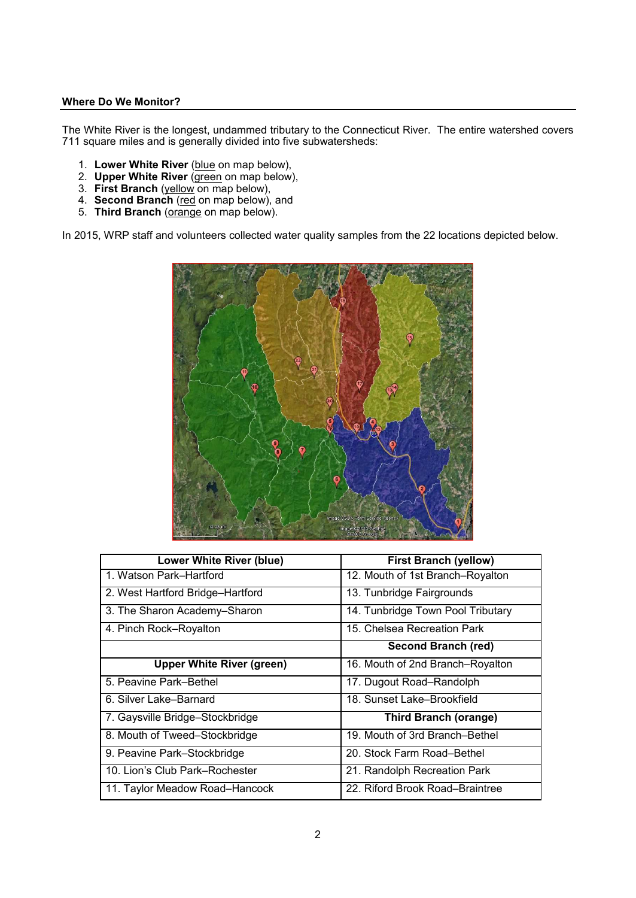**Where Do We Monitor?**

The White River is the longest, undammed tributary to the Connecticut River. The entire watershed covers 711 square miles and is generally divided into five subwatersheds:

1. **Lower White River** (blue on map below),
2. **Upper White River** (green on map below),
3. **First Branch** (yellow on map below),
4. **Second Branch** (red on map below), and
5. **Third Branch** (orange on map below).

In 2015, WRP staff and volunteers collected water quality samples from the 22 locations depicted below.

| Lower White River (blue) | First Branch (yellow) |
|---|---|
| 1. Watson Park–Hartford | 12. Mouth of 1st Branch–Royalton |
| 2. West Hartford Bridge–Hartford | 13. Tunbridge Fairgrounds |
| 3. The Sharon Academy–Sharon | 14. Tunbridge Town Pool Tributary |
| 4. Pinch Rock–Royalton | 15. Chelsea Recreation Park |
| | **Second Branch (red)** |
| **Upper White River (green)** | 16. Mouth of 2nd Branch–Royalton |
| 5. Peavine Park–Bethel | 17. Dugout Road–Randolph |
| 6. Silver Lake–Barnard | 18. Sunset Lake–Brookfield |
| 7. Gaysville Bridge–Stockbridge | **Third Branch (orange)** |
| 8. Mouth of Tweed–Stockbridge | 19. Mouth of 3rd Branch–Bethel |
| 9. Peavine Park–Stockbridge | 20. Stock Farm Road–Bethel |
| 10. Lion's Club Park–Rochester | 21. Randolph Recreation Park |
| 11. Taylor Meadow Road–Hancock | 22. Riford Brook Road–Braintree |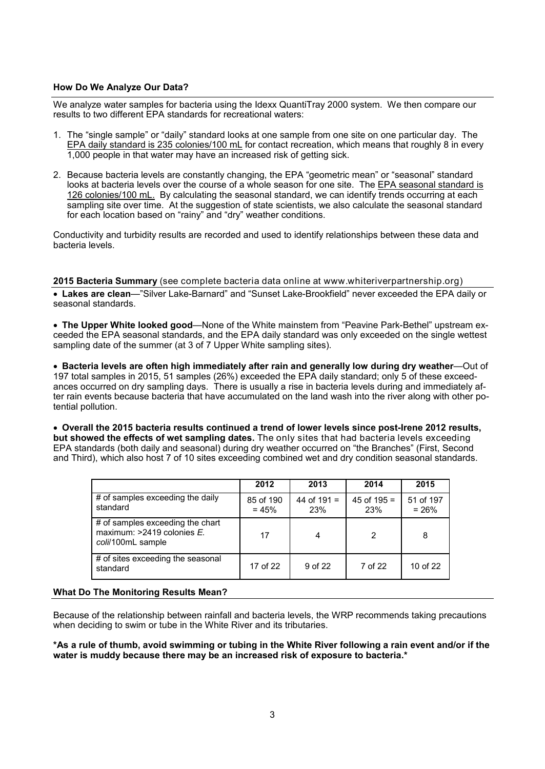## How Do We Analyze Our Data?

We analyze water samples for bacteria using the Idexx QuantiTray 2000 system. We then compare our results to two different EPA standards for recreational waters:

1. The "single sample" or "daily" standard looks at one sample from one site on one particular day. The EPA daily standard is 235 colonies/100 mL for contact recreation, which means that roughly 8 in every 1,000 people in that water may have an increased risk of getting sick.
2. Because bacteria levels are constantly changing, the EPA "geometric mean" or "seasonal" standard looks at bacteria levels over the course of a whole season for one site. The EPA seasonal standard is 126 colonies/100 mL. By calculating the seasonal standard, we can identify trends occurring at each sampling site over time. At the suggestion of state scientists, we also calculate the seasonal standard for each location based on "rainy" and "dry" weather conditions.

Conductivity and turbidity results are recorded and used to identify relationships between these data and bacteria levels.

## 2015 Bacteria Summary (see complete bacteria data online at www.whiteriverpartnership.org)

- **Lakes are clean**—"Silver Lake-Barnard" and "Sunset Lake-Brookfield" never exceeded the EPA daily or seasonal standards.

- **The Upper White looked good**—None of the White mainstem from "Peavine Park-Bethel" upstream exceeded the EPA seasonal standards, and the EPA daily standard was only exceeded on the single wettest sampling date of the summer (at 3 of 7 Upper White sampling sites).

- **Bacteria levels are often high immediately after rain and generally low during dry weather**—Out of 197 total samples in 2015, 51 samples (26%) exceeded the EPA daily standard; only 5 of these exceedances occurred on dry sampling days. There is usually a rise in bacteria levels during and immediately after rain events because bacteria that have accumulated on the land wash into the river along with other potential pollution.

- **Overall the 2015 bacteria results continued a trend of lower levels since post-Irene 2012 results, but showed the effects of wet sampling dates.** The only sites that had bacteria levels exceeding EPA standards (both daily and seasonal) during dry weather occurred on "the Branches" (First, Second and Third), which also host 7 of 10 sites exceeding combined wet and dry condition seasonal standards.

| | 2012 | 2013 | 2014 | 2015 |
|---|---|---|---|---|
| # of samples exceeding the daily standard | 85 of 190 = 45% | 44 of 191 = 23% | 45 of 195 = 23% | 51 of 197 = 26% |
| # of samples exceeding the chart maximum: >2419 colonies *E. coli*/100mL sample | 17 | 4 | 2 | 8 |
| # of sites exceeding the seasonal standard | 17 of 22 | 9 of 22 | 7 of 22 | 10 of 22 |

## What Do The Monitoring Results Mean?

Because of the relationship between rainfall and bacteria levels, the WRP recommends taking precautions when deciding to swim or tube in the White River and its tributaries.

**\*As a rule of thumb, avoid swimming or tubing in the White River following a rain event and/or if the water is muddy because there may be an increased risk of exposure to bacteria.\***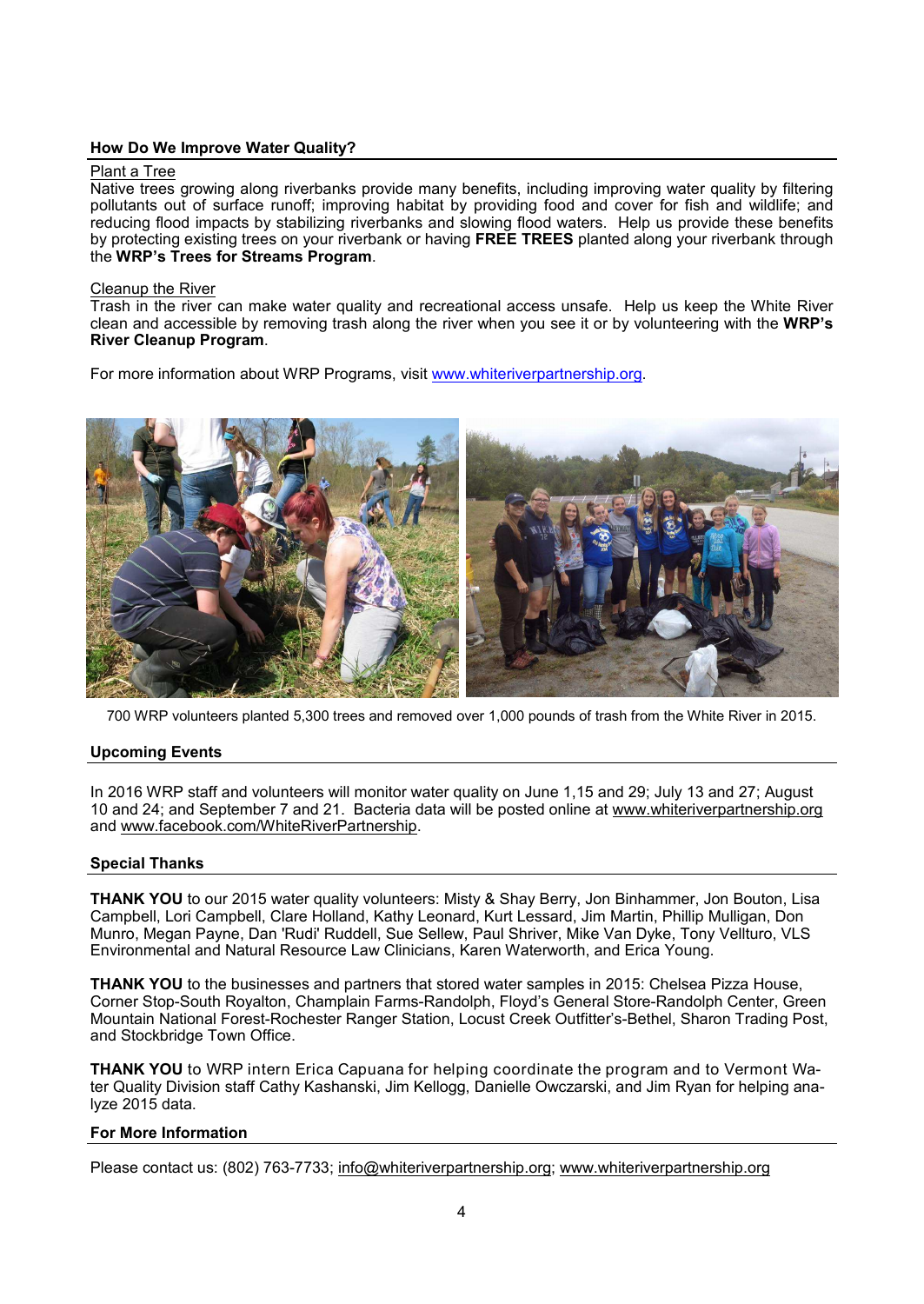## How Do We Improve Water Quality?

Plant a Tree

Native trees growing along riverbanks provide many benefits, including improving water quality by filtering pollutants out of surface runoff; improving habitat by providing food and cover for fish and wildlife; and reducing flood impacts by stabilizing riverbanks and slowing flood waters. Help us provide these benefits by protecting existing trees on your riverbank or having **FREE TREES** planted along your riverbank through the **WRP's Trees for Streams Program**.

Cleanup the River

Trash in the river can make water quality and recreational access unsafe. Help us keep the White River clean and accessible by removing trash along the river when you see it or by volunteering with the **WRP's River Cleanup Program**.

For more information about WRP Programs, visit www.whiteriverpartnership.org.

700 WRP volunteers planted 5,300 trees and removed over 1,000 pounds of trash from the White River in 2015.

## Upcoming Events

In 2016 WRP staff and volunteers will monitor water quality on June 1,15 and 29; July 13 and 27; August 10 and 24; and September 7 and 21. Bacteria data will be posted online at www.whiteriverpartnership.org and www.facebook.com/WhiteRiverPartnership.

## Special Thanks

**THANK YOU** to our 2015 water quality volunteers: Misty & Shay Berry, Jon Binhammer, Jon Bouton, Lisa Campbell, Lori Campbell, Clare Holland, Kathy Leonard, Kurt Lessard, Jim Martin, Phillip Mulligan, Don Munro, Megan Payne, Dan 'Rudi' Ruddell, Sue Sellew, Paul Shriver, Mike Van Dyke, Tony Vellturo, VLS Environmental and Natural Resource Law Clinicians, Karen Waterworth, and Erica Young.

**THANK YOU** to the businesses and partners that stored water samples in 2015: Chelsea Pizza House, Corner Stop-South Royalton, Champlain Farms-Randolph, Floyd's General Store-Randolph Center, Green Mountain National Forest-Rochester Ranger Station, Locust Creek Outfitter's-Bethel, Sharon Trading Post, and Stockbridge Town Office.

**THANK YOU** to WRP intern Erica Capuana for helping coordinate the program and to Vermont Water Quality Division staff Cathy Kashanski, Jim Kellogg, Danielle Owczarski, and Jim Ryan for helping analyze 2015 data.

## For More Information

Please contact us: (802) 763-7733; info@whiteriverpartnership.org; www.whiteriverpartnership.org